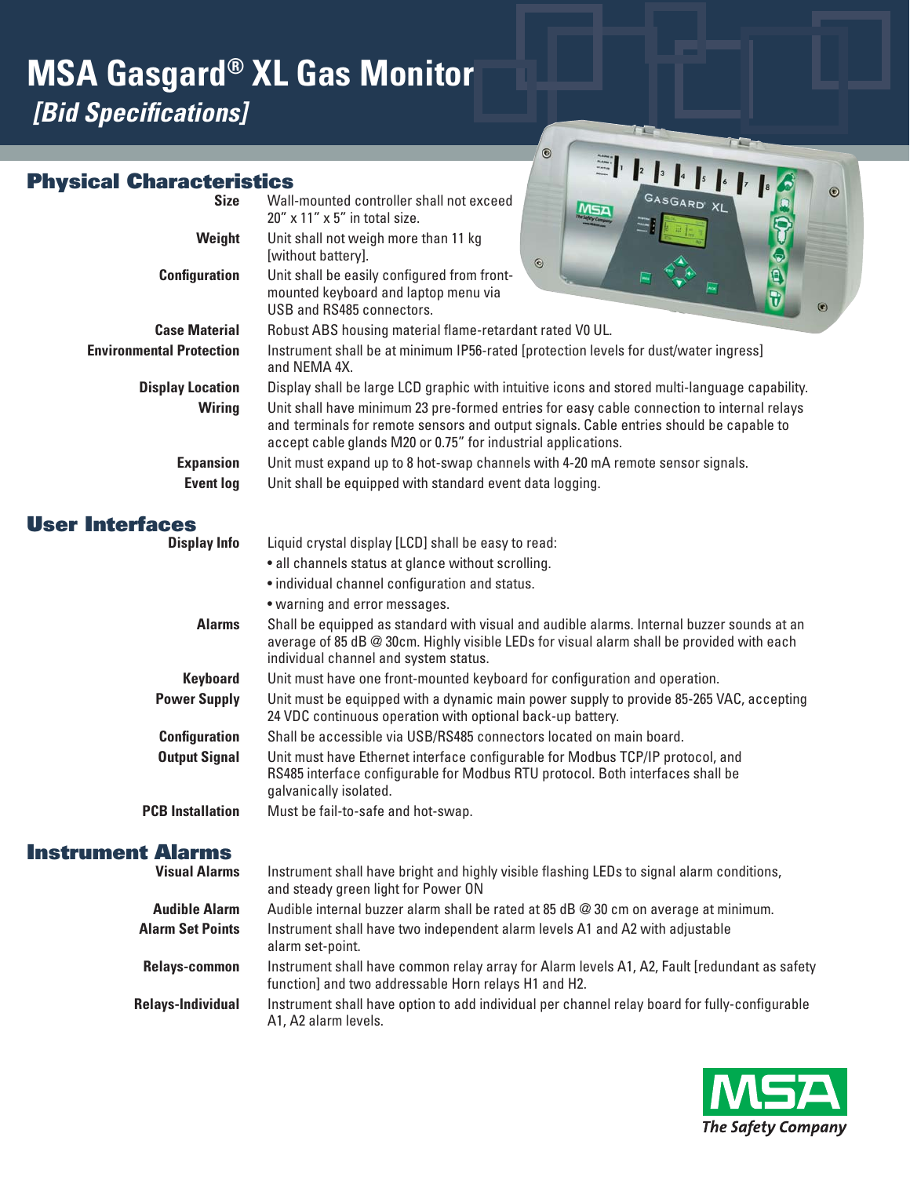# MSA Gasgard® XL Gas Monitor

## *[Bid Specifications]*

## Physical Characteristics

**Size** Wall-mounted controller shall not exceed 20" x 11" x 5" in total size.

**Weight** Unit shall not weigh more than 11 kg [without battery].

**Configuration** Unit shall be easily configured from front-mounted keyboard and laptop menu via USB and RS485 connectors.

**Case Material** Robust ABS housing material flame-retardant rated V0 UL.

**Environmental Protection** Instrument shall be at minimum IP56-rated [protection levels for dust/water ingress] and NEMA 4X.

**Display Location** Display shall be large LCD graphic with intuitive icons and stored multi-language capability.

**Wiring** Unit shall have minimum 23 pre-formed entries for easy cable connection to internal relays and terminals for remote sensors and output signals. Cable entries should be capable to accept cable glands M20 or 0.75" for industrial applications.

**Expansion** Unit must expand up to 8 hot-swap channels with 4-20 mA remote sensor signals.

**Event log** Unit shall be equipped with standard event data logging.

## User Interfaces

**Display Info** Liquid crystal display [LCD] shall be easy to read:

- all channels status at glance without scrolling.
- individual channel configuration and status.
- warning and error messages.

**Alarms** Shall be equipped as standard with visual and audible alarms. Internal buzzer sounds at an average of 85 dB @ 30cm. Highly visible LEDs for visual alarm shall be provided with each individual channel and system status.

**Keyboard** Unit must have one front-mounted keyboard for configuration and operation.

**Power Supply** Unit must be equipped with a dynamic main power supply to provide 85-265 VAC, accepting 24 VDC continuous operation with optional back-up battery.

**Configuration** Shall be accessible via USB/RS485 connectors located on main board.

**Output Signal** Unit must have Ethernet interface configurable for Modbus TCP/IP protocol, and RS485 interface configurable for Modbus RTU protocol. Both interfaces shall be galvanically isolated.

**PCB Installation** Must be fail-to-safe and hot-swap.

## Instrument Alarms

**Visual Alarms** Instrument shall have bright and highly visible flashing LEDs to signal alarm conditions, and steady green light for Power ON

**Audible Alarm** Audible internal buzzer alarm shall be rated at 85 dB @ 30 cm on average at minimum.

**Alarm Set Points** Instrument shall have two independent alarm levels A1 and A2 with adjustable alarm set-point.

**Relays-common** Instrument shall have common relay array for Alarm levels A1, A2, Fault [redundant as safety function] and two addressable Horn relays H1 and H2.

**Relays-Individual** Instrument shall have option to add individual per channel relay board for fully-configurable A1, A2 alarm levels.

MSA
*The Safety Company*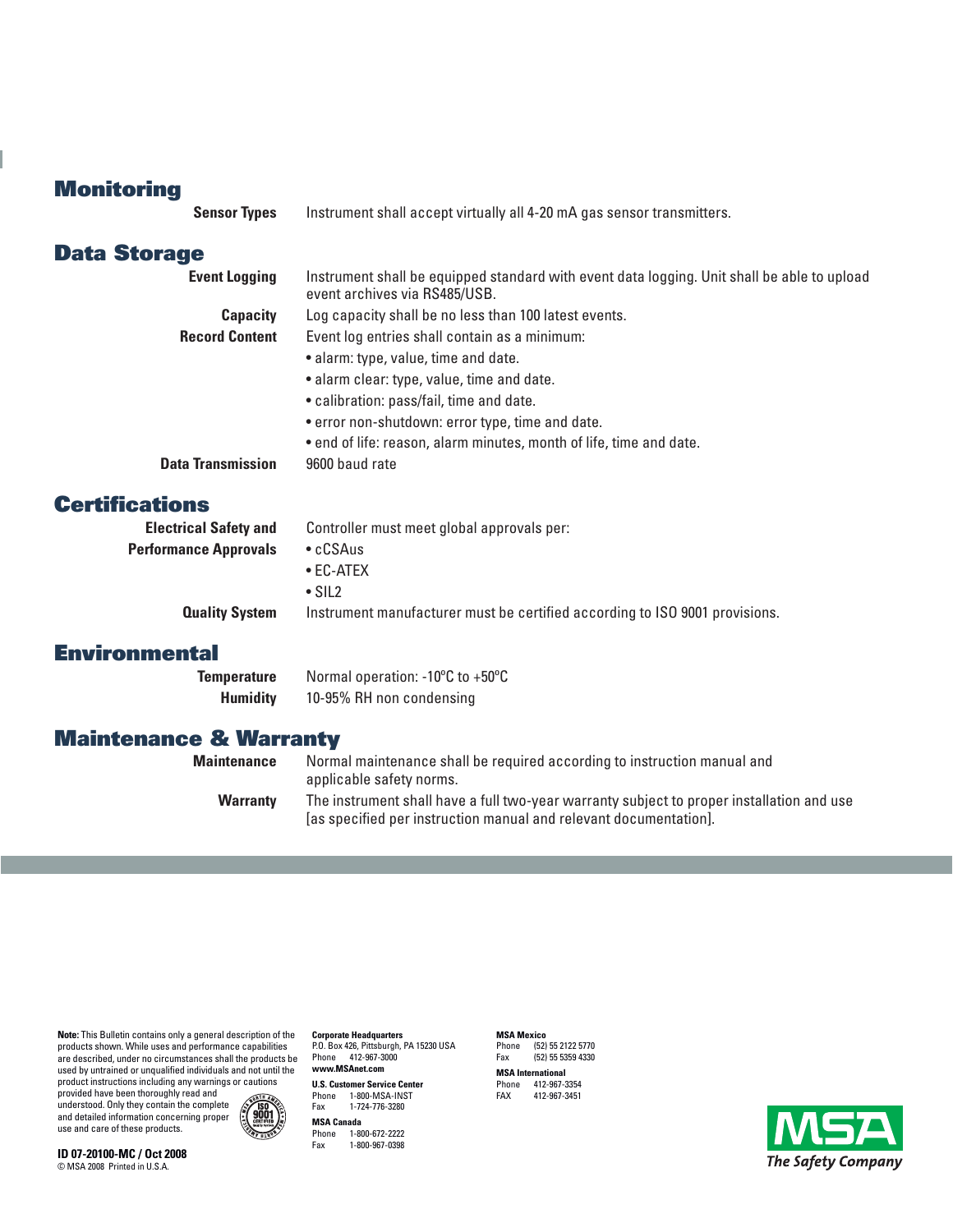## Monitoring

**Sensor Types** Instrument shall accept virtually all 4-20 mA gas sensor transmitters.

## Data Storage

**Event Logging** Instrument shall be equipped standard with event data logging. Unit shall be able to upload event archives via RS485/USB.

**Capacity** Log capacity shall be no less than 100 latest events.

**Record Content** Event log entries shall contain as a minimum:

- alarm: type, value, time and date.
- alarm clear: type, value, time and date.
- calibration: pass/fail, time and date.
- error non-shutdown: error type, time and date.
- end of life: reason, alarm minutes, month of life, time and date.

**Data Transmission** 9600 baud rate

## Certifications

**Electrical Safety and Performance Approvals** Controller must meet global approvals per:

- cCSAus
- EC-ATEX
- SIL2

**Quality System** Instrument manufacturer must be certified according to ISO 9001 provisions.

## Environmental

**Temperature** Normal operation: -10ºC to +50ºC

**Humidity** 10-95% RH non condensing

## Maintenance & Warranty

**Maintenance** Normal maintenance shall be required according to instruction manual and applicable safety norms.

**Warranty** The instrument shall have a full two-year warranty subject to proper installation and use [as specified per instruction manual and relevant documentation].

**Note:** This Bulletin contains only a general description of the products shown. While uses and performance capabilities are described, under no circumstances shall the products be used by untrained or unqualified individuals and not until the product instructions including any warnings or cautions provided have been thoroughly read and understood. Only they contain the complete and detailed information concerning proper use and care of these products.

**ID 07-20100-MC / Oct 2008**
© MSA 2008 Printed in U.S.A.

**Corporate Headquarters**
P.O. Box 426, Pittsburgh, PA 15230 USA
Phone 412-967-3000
**www.MSAnet.com**

**U.S. Customer Service Center**
Phone 1-800-MSA-INST
Fax 1-724-776-3280

**MSA Canada**
Phone 1-800-672-2222
Fax 1-800-967-0398

**MSA Mexico**
Phone (52) 55 2122 5770
Fax (52) 55 5359 4330

**MSA International**
Phone 412-967-3354
FAX 412-967-3451

MSA
*The Safety Company*